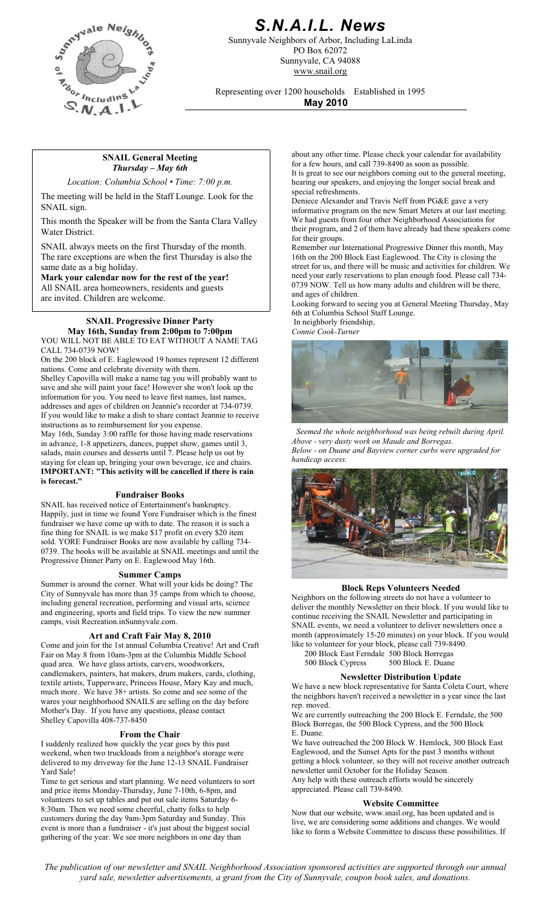# *S.N.A.I.L. News*

Sunnyvale Neighbors of Arbor, Including LaLinda
PO Box 62072
Sunnyvale, CA 94088
www.snail.org

Representing over 1200 households Established in 1995

**May 2010**

## SNAIL General Meeting
### *Thursday – May 6th*

*Location: Columbia School • Time: 7:00 p.m.*

The meeting will be held in the Staff Lounge. Look for the SNAIL sign.

This month the Speaker will be from the Santa Clara Valley Water District.

SNAIL always meets on the first Thursday of the month. The rare exceptions are when the first Thursday is also the same date as a big holiday.

**Mark your calendar now for the rest of the year!**
All SNAIL area homeowners, residents and guests are invited. Children are welcome.

## SNAIL Progressive Dinner Party
### May 16th, Sunday from 2:00pm to 7:00pm

YOU WILL NOT BE ABLE TO EAT WITHOUT A NAME TAG CALL 734-0739 NOW!

On the 200 block of E. Eaglewood 19 homes represent 12 different nations. Come and celebrate diversity with them.

Shelley Capovilla will make a name tag you will probably want to save and she will paint your face! However she won't look up the information for you. You need to leave first names, last names, addresses and ages of children on Jeannie's recorder at 734-0739. If you would like to make a dish to share contact Jeannie to receive instructions as to reimbursement for you expense.

May 16th, Sunday 3:00 raffle for those having made reservations in advance, 1-8 appetizers, dances, puppet show, games until 3, salads, main courses and desserts until 7. Please help us out by staying for clean up, bringing your own beverage, ice and chairs.

**IMPORTANT: "This activity will be cancelled if there is rain is forecast."**

## Fundraiser Books

SNAIL has received notice of Entertainment's bankruptcy. Happily, just in time we found Yore Fundraiser which is the finest fundraiser we have come up with to date. The reason it is such a fine thing for SNAIL is we make $17 profit on every $20 item sold. YORE Fundraiser Books are now available by calling 734-0739. The books will be available at SNAIL meetings and until the Progressive Dinner Party on E. Eaglewood May 16th.

## Summer Camps

Summer is around the corner. What will your kids be doing? The City of Sunnyvale has more than 35 camps from which to choose, including general recreation, performing and visual arts, science and engineering, sports and field trips. To view the new summer camps, visit Recreation.inSunnyvale.com.

## Art and Craft Fair May 8, 2010

Come and join for the 1st annual Columbia Creative! Art and Craft Fair on May 8 from 10am-3pm at the Columbia Middle School quad area. We have glass artists, carvers, woodworkers, candlemakers, painters, hat makers, drum makers, cards, clothing, textile artists, Tupperware, Princess House, Mary Kay and much, much more. We have 38+ artists. So come and see some of the wares your neighborhood SNAILS are selling on the day before Mother's Day. If you have any questions, please contact Shelley Capovilla 408-737-8450

## From the Chair

I suddenly realized how quickly the year goes by this past weekend, when two truckloads from a neighbor's storage were delivered to my driveway for the June 12-13 SNAIL Fundraiser Yard Sale!

Time to get serious and start planning. We need volunteers to sort and price items Monday-Thursday, June 7-10th, 6-8pm, and volunteers to set up tables and put out sale items Saturday 6-8:30am. Then we need some cheerful, chatty folks to help customers during the day 9am-3pm Saturday and Sunday. This event is more than a fundraiser - it's just about the biggest social gathering of the year. We see more neighbors in one day than about any other time. Please check your calendar for availability for a few hours, and call 739-8490 as soon as possible.

It is great to see our neighbors coming out to the general meeting, hearing our speakers, and enjoying the longer social break and special refreshments.

Deniece Alexander and Travis Neff from PG&E gave a very informative program on the new Smart Meters at our last meeting. We had guests from four other Neighborhood Associations for their program, and 2 of them have already had these speakers come for their groups.

Remember our International Progressive Dinner this month, May 16th on the 200 Block East Eaglewood. The City is closing the street for us, and there will be music and activities for children. We need your early reservations to plan enough food. Please call 734-0739 NOW. Tell us how many adults and children will be there, and ages of children.

Looking forward to seeing you at General Meeting Thursday, May 6th at Columbia School Staff Lounge.

In neighborly friendship,
*Connie Cook-Turner*

*Seemed the whole neighborhood was being rebuilt during April. Above - very dusty work on Maude and Borregas. Below - on Duane and Bayview corner curbs were upgraded for handicap access.*

## Block Reps Volunteers Needed

Neighbors on the following streets do not have a volunteer to deliver the monthly Newsletter on their block. If you would like to continue receiving the SNAIL Newsletter and participating in SNAIL events, we need a volunteer to deliver newsletters once a month (approximately 15-20 minutes) on your block. If you would like to volunteer for your block, please call 739-8490.

200 Block East Ferndale 500 Block Borregas
500 Block Cypress 500 Block E. Duane

## Newsletter Distribution Update

We have a new block representative for Santa Coleta Court, where the neighbors haven't received a newsletter in a year since the last rep. moved.

We are currently outreaching the 200 Block E. Ferndale, the 500 Block Borregas, the 500 Block Cypress, and the 500 Block E. Duane.

We have outreached the 200 Block W. Hemlock, 300 Block East Eaglewood, and the Sunset Apts for the past 3 months without getting a block volunteer, so they will not receive another outreach newsletter until October for the Holiday Season.

Any help with these outreach efforts would be sincerely appreciated. Please call 739-8490.

## Website Committee

Now that our website, www.snail.org, has been updated and is live, we are considering some additions and changes. We would like to form a Website Committee to discuss these possibilities. If

*The publication of our newsletter and SNAIL Neighborhood Association sponsored activities are supported through our annual yard sale, newsletter advertisements, a grant from the City of Sunnyvale, coupon book sales, and donations.*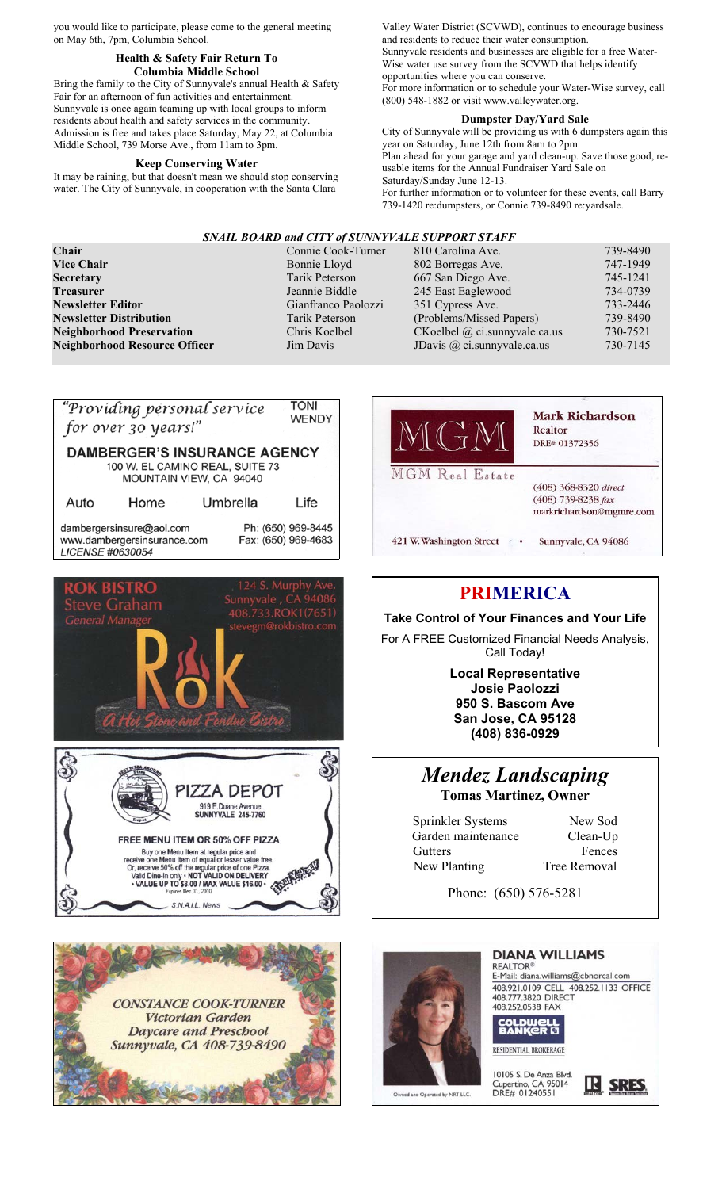you would like to participate, please come to the general meeting on May 6th, 7pm, Columbia School.

### Health & Safety Fair Return To Columbia Middle School

Bring the family to the City of Sunnyvale's annual Health & Safety Fair for an afternoon of fun activities and entertainment. Sunnyvale is once again teaming up with local groups to inform residents about health and safety services in the community. Admission is free and takes place Saturday, May 22, at Columbia Middle School, 739 Morse Ave., from 11am to 3pm.

### Keep Conserving Water

It may be raining, but that doesn't mean we should stop conserving water. The City of Sunnyvale, in cooperation with the Santa Clara Valley Water District (SCVWD), continues to encourage business and residents to reduce their water consumption.

Sunnyvale residents and businesses are eligible for a free Water-Wise water use survey from the SCVWD that helps identify opportunities where you can conserve.

For more information or to schedule your Water-Wise survey, call (800) 548-1882 or visit www.valleywater.org.

### Dumpster Day/Yard Sale

City of Sunnyvale will be providing us with 6 dumpsters again this year on Saturday, June 12th from 8am to 2pm.

Plan ahead for your garage and yard clean-up. Save those good, re-usable items for the Annual Fundraiser Yard Sale on Saturday/Sunday June 12-13.

For further information or to volunteer for these events, call Barry 739-1420 re:dumpsters, or Connie 739-8490 re:yardsale.

### *SNAIL BOARD and CITY of SUNNYVALE SUPPORT STAFF*

| | | | |
|---|---|---|---|
| **Chair** | Connie Cook-Turner | 810 Carolina Ave. | 739-8490 |
| **Vice Chair** | Bonnie Lloyd | 802 Borregas Ave. | 747-1949 |
| **Secretary** | Tarik Peterson | 667 San Diego Ave. | 745-1241 |
| **Treasurer** | Jeannie Biddle | 245 East Eaglewood | 734-0739 |
| **Newsletter Editor** | Gianfranco Paolozzi | 351 Cypress Ave. | 733-2446 |
| **Newsletter Distribution** | Tarik Peterson | (Problems/Missed Papers) | 739-8490 |
| **Neighborhood Preservation** | Chris Koelbel | CKoelbel @ ci.sunnyvale.ca.us | 730-7521 |
| **Neighborhood Resource Officer** | Jim Davis | JDavis @ ci.sunnyvale.ca.us | 730-7145 |

*"Providing personal service for over 30 years!"* TONI WENDY

**DAMBERGER'S INSURANCE AGENCY**
100 W. EL CAMINO REAL, SUITE 73
MOUNTAIN VIEW, CA 94040

Auto Home Umbrella Life

dambergersinsure@aol.com Ph: (650) 969-8445
www.dambergersinsurance.com Fax: (650) 969-4683
LICENSE #0630054

MGM
MGM Real Estate
**Mark Richardson**
Realtor
DRE# 01372356
(408) 368-8320 *direct*
(408) 739-8258 *fax*
markrichardson@mgmre.com
421 W. Washington Street • Sunnyvale, CA 94086

**ROK BISTRO**
Steve Graham
*General Manager*
124 S. Murphy Ave.
Sunnyvale, CA 94086
408.733.ROK1(7651)
stevegm@rokbistro.com
Rok
*A Hot Stone and Fondue Bistro*

## PRIMERICA

**Take Control of Your Finances and Your Life**

For A FREE Customized Financial Needs Analysis, Call Today!

**Local Representative**
**Josie Paolozzi**
**950 S. Bascom Ave**
**San Jose, CA 95128**
**(408) 836-0929**

**PIZZA DEPOT**
919 E.Duane Avenue
SUNNYVALE 245-7760

**FREE MENU ITEM OR 50% OFF PIZZA**

Buy one Menu Item at regular price and receive one Menu Item of equal or lesser value free. Or, receive 50% off the regular price of one Pizza. Valid Dine-In only • **NOT VALID ON DELIVERY** • **VALUE UP TO $8.00 / MAX VALUE $16.00** •
Expires Dec 31, 2010

S.N.A.I.L. News

## *Mendez Landscaping*

**Tomas Martinez, Owner**

| | |
|---|---|
| Sprinkler Systems | New Sod |
| Garden maintenance | Clean-Up |
| Gutters | Fences |
| New Planting | Tree Removal |

Phone: (650) 576-5281

*CONSTANCE COOK-TURNER*
*Victorian Garden*
*Daycare and Preschool*
*Sunnyvale, CA 408-739-8490*

**DIANA WILLIAMS**
REALTOR®
E-Mail: diana.williams@cbnorcal.com
408.921.0109 CELL 408.252.1133 OFFICE
408.777.3820 DIRECT
408.252.0538 FAX
COLDWELL BANKER
RESIDENTIAL BROKERAGE
10105 S. De Anza Blvd.
Cupertino, CA 95014
DRE# 01240551
SRES
Owned and Operated by NRT LLC.